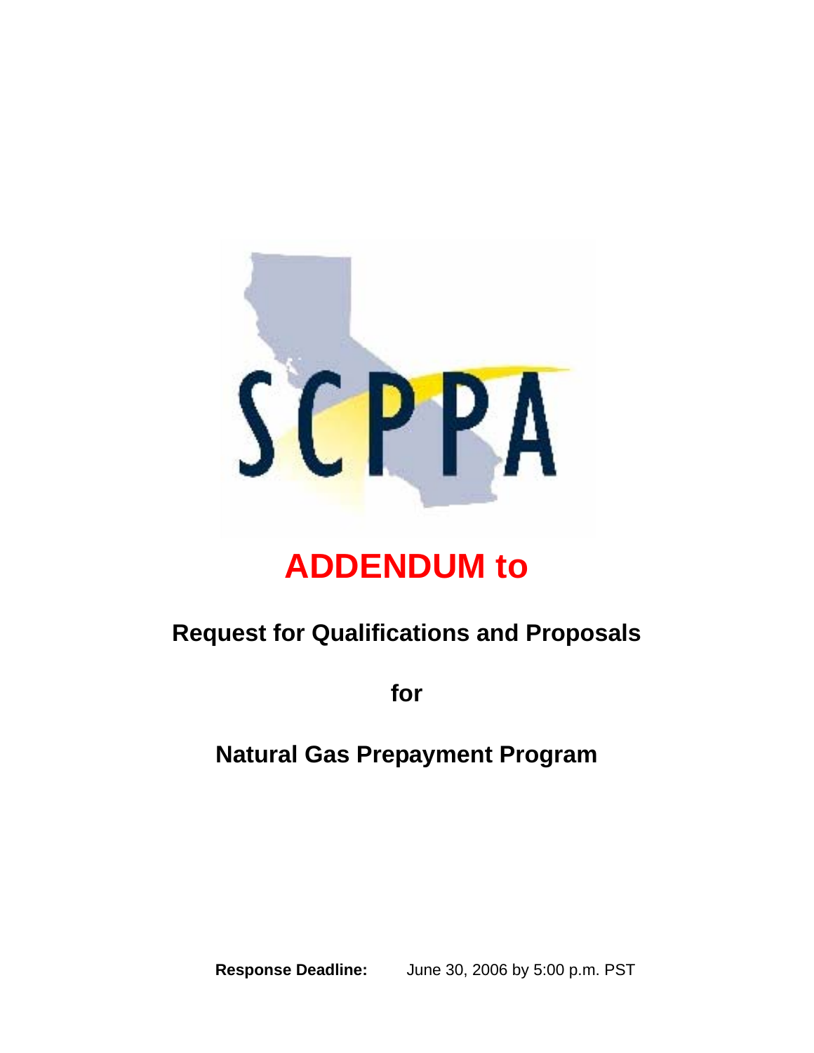SCPPA

# ADDENDUM to

## Request for Qualifications and Proposals

## for

## Natural Gas Prepayment Program

**Response Deadline:** June 30, 2006 by 5:00 p.m. PST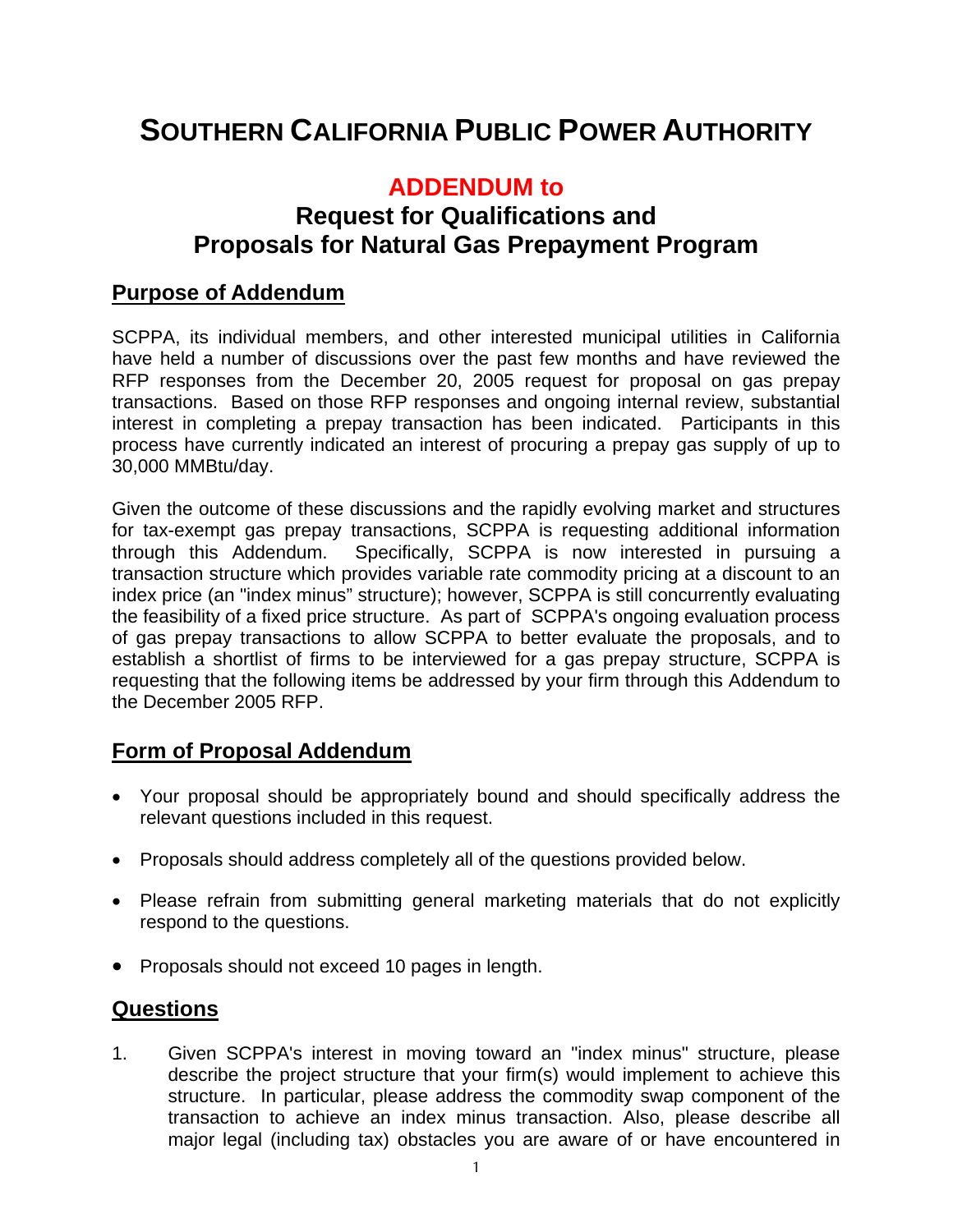# SOUTHERN CALIFORNIA PUBLIC POWER AUTHORITY

## ADDENDUM to

## Request for Qualifications and Proposals for Natural Gas Prepayment Program

### Purpose of Addendum

SCPPA, its individual members, and other interested municipal utilities in California have held a number of discussions over the past few months and have reviewed the RFP responses from the December 20, 2005 request for proposal on gas prepay transactions. Based on those RFP responses and ongoing internal review, substantial interest in completing a prepay transaction has been indicated. Participants in this process have currently indicated an interest of procuring a prepay gas supply of up to 30,000 MMBtu/day.

Given the outcome of these discussions and the rapidly evolving market and structures for tax-exempt gas prepay transactions, SCPPA is requesting additional information through this Addendum. Specifically, SCPPA is now interested in pursuing a transaction structure which provides variable rate commodity pricing at a discount to an index price (an "index minus" structure); however, SCPPA is still concurrently evaluating the feasibility of a fixed price structure. As part of SCPPA's ongoing evaluation process of gas prepay transactions to allow SCPPA to better evaluate the proposals, and to establish a shortlist of firms to be interviewed for a gas prepay structure, SCPPA is requesting that the following items be addressed by your firm through this Addendum to the December 2005 RFP.

### Form of Proposal Addendum

- Your proposal should be appropriately bound and should specifically address the relevant questions included in this request.
- Proposals should address completely all of the questions provided below.
- Please refrain from submitting general marketing materials that do not explicitly respond to the questions.
- Proposals should not exceed 10 pages in length.

### Questions

1. Given SCPPA's interest in moving toward an "index minus" structure, please describe the project structure that your firm(s) would implement to achieve this structure. In particular, please address the commodity swap component of the transaction to achieve an index minus transaction. Also, please describe all major legal (including tax) obstacles you are aware of or have encountered in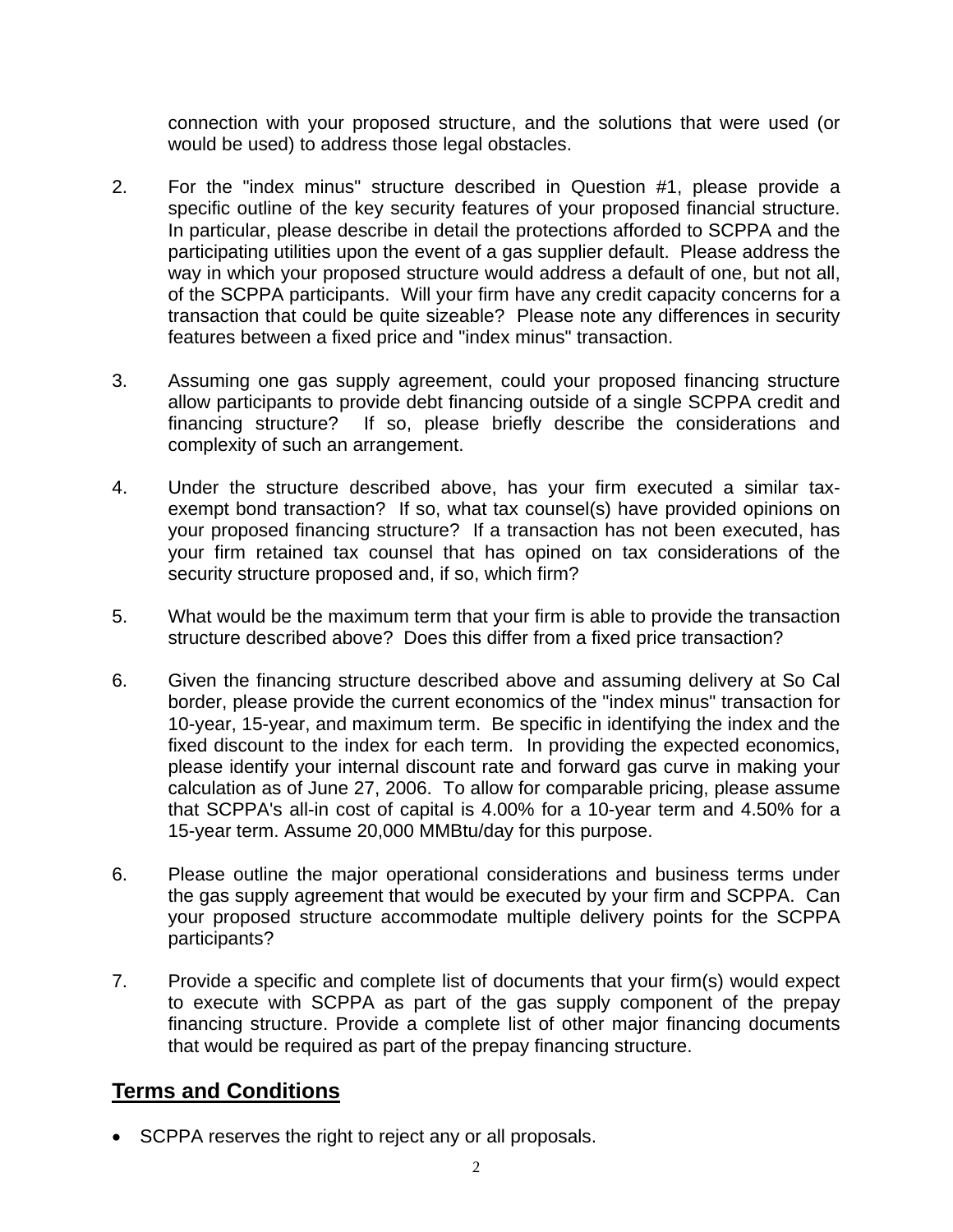connection with your proposed structure, and the solutions that were used (or would be used) to address those legal obstacles.

2. For the "index minus" structure described in Question #1, please provide a specific outline of the key security features of your proposed financial structure. In particular, please describe in detail the protections afforded to SCPPA and the participating utilities upon the event of a gas supplier default. Please address the way in which your proposed structure would address a default of one, but not all, of the SCPPA participants. Will your firm have any credit capacity concerns for a transaction that could be quite sizeable? Please note any differences in security features between a fixed price and "index minus" transaction.

3. Assuming one gas supply agreement, could your proposed financing structure allow participants to provide debt financing outside of a single SCPPA credit and financing structure? If so, please briefly describe the considerations and complexity of such an arrangement.

4. Under the structure described above, has your firm executed a similar tax-exempt bond transaction? If so, what tax counsel(s) have provided opinions on your proposed financing structure? If a transaction has not been executed, has your firm retained tax counsel that has opined on tax considerations of the security structure proposed and, if so, which firm?

5. What would be the maximum term that your firm is able to provide the transaction structure described above? Does this differ from a fixed price transaction?

6. Given the financing structure described above and assuming delivery at So Cal border, please provide the current economics of the "index minus" transaction for 10-year, 15-year, and maximum term. Be specific in identifying the index and the fixed discount to the index for each term. In providing the expected economics, please identify your internal discount rate and forward gas curve in making your calculation as of June 27, 2006. To allow for comparable pricing, please assume that SCPPA's all-in cost of capital is 4.00% for a 10-year term and 4.50% for a 15-year term. Assume 20,000 MMBtu/day for this purpose.

6. Please outline the major operational considerations and business terms under the gas supply agreement that would be executed by your firm and SCPPA. Can your proposed structure accommodate multiple delivery points for the SCPPA participants?

7. Provide a specific and complete list of documents that your firm(s) would expect to execute with SCPPA as part of the gas supply component of the prepay financing structure. Provide a complete list of other major financing documents that would be required as part of the prepay financing structure.

## Terms and Conditions

- SCPPA reserves the right to reject any or all proposals.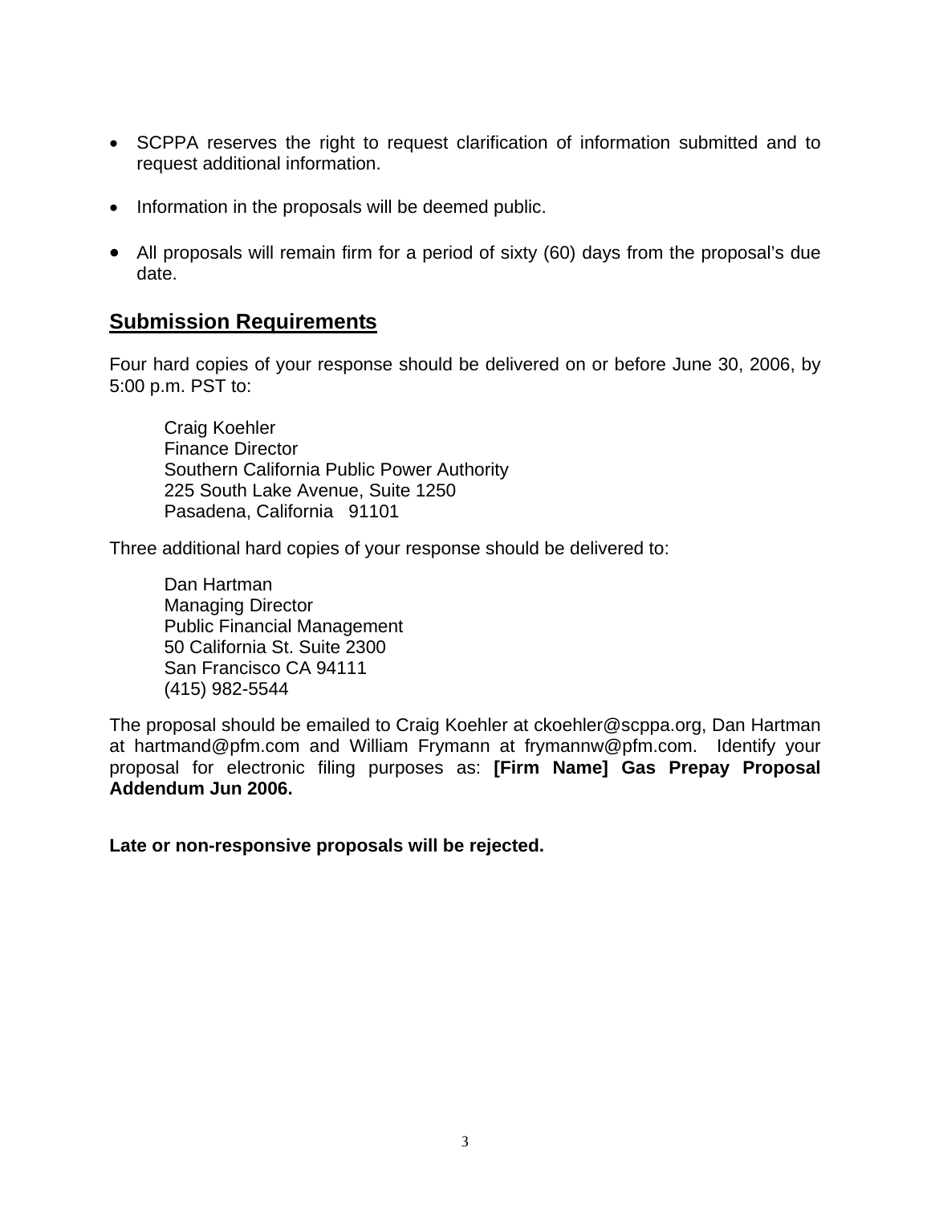- SCPPA reserves the right to request clarification of information submitted and to request additional information.

- Information in the proposals will be deemed public.

- All proposals will remain firm for a period of sixty (60) days from the proposal's due date.

## Submission Requirements

Four hard copies of your response should be delivered on or before June 30, 2006, by 5:00 p.m. PST to:

Craig Koehler  
Finance Director  
Southern California Public Power Authority  
225 South Lake Avenue, Suite 1250  
Pasadena, California 91101

Three additional hard copies of your response should be delivered to:

Dan Hartman  
Managing Director  
Public Financial Management  
50 California St. Suite 2300  
San Francisco CA 94111  
(415) 982-5544

The proposal should be emailed to Craig Koehler at ckoehler@scppa.org, Dan Hartman at hartmand@pfm.com and William Frymann at frymannw@pfm.com. Identify your proposal for electronic filing purposes as: **[Firm Name] Gas Prepay Proposal Addendum Jun 2006.**

**Late or non-responsive proposals will be rejected.**